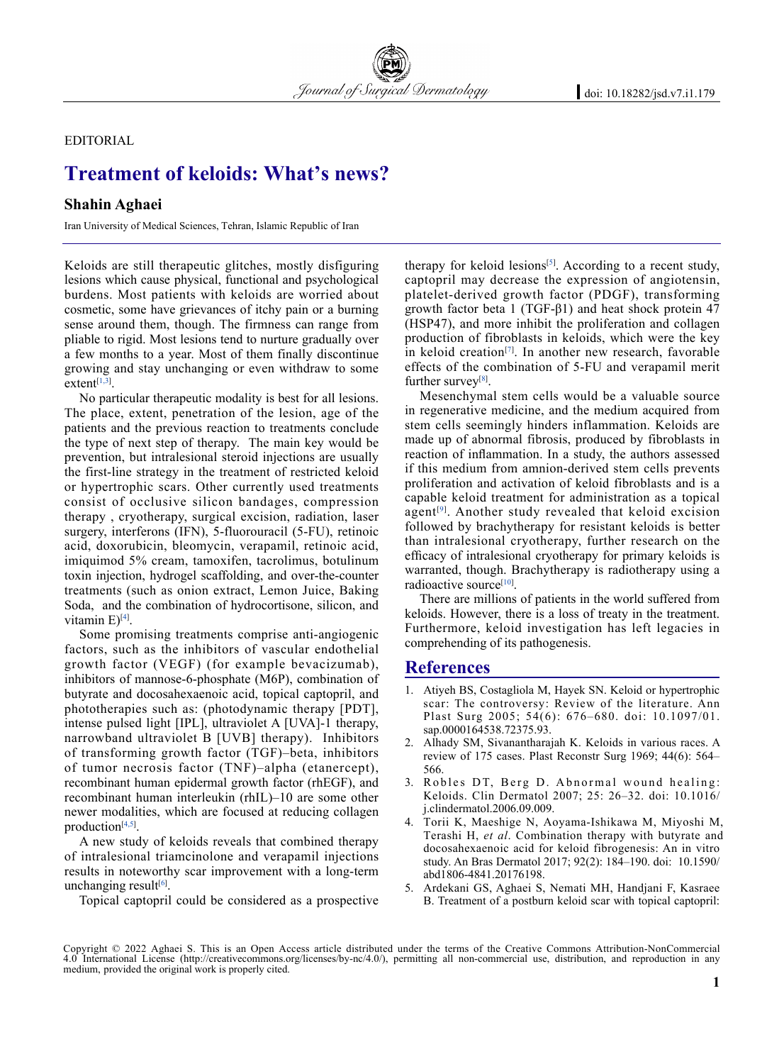EDITORIAL

# Treatment of keloids: What's news?

**Shahin Aghaei**

Iran University of Medical Sciences, Tehran, Islamic Republic of Iran

Keloids are still therapeutic glitches, mostly disfiguring lesions which cause physical, functional and psychological burdens. Most patients with keloids are worried about cosmetic, some have grievances of itchy pain or a burning sense around them, though. The firmness can range from pliable to rigid. Most lesions tend to nurture gradually over a few months to a year. Most of them finally discontinue growing and stay unchanging or even withdraw to some extent[1,3].

No particular therapeutic modality is best for all lesions. The place, extent, penetration of the lesion, age of the patients and the previous reaction to treatments conclude the type of next step of therapy. The main key would be prevention, but intralesional steroid injections are usually the first-line strategy in the treatment of restricted keloid or hypertrophic scars. Other currently used treatments consist of occlusive silicon bandages, compression therapy , cryotherapy, surgical excision, radiation, laser surgery, interferons (IFN), 5-fluorouracil (5-FU), retinoic acid, doxorubicin, bleomycin, verapamil, retinoic acid, imiquimod 5% cream, tamoxifen, tacrolimus, botulinum toxin injection, hydrogel scaffolding, and over-the-counter treatments (such as onion extract, Lemon Juice, Baking Soda, and the combination of hydrocortisone, silicon, and vitamin E)[4].

Some promising treatments comprise anti-angiogenic factors, such as the inhibitors of vascular endothelial growth factor (VEGF) (for example bevacizumab), inhibitors of mannose-6-phosphate (M6P), combination of butyrate and docosahexaenoic acid, topical captopril, and phototherapies such as: (photodynamic therapy [PDT], intense pulsed light [IPL], ultraviolet A [UVA]-1 therapy, narrowband ultraviolet B [UVB] therapy). Inhibitors of transforming growth factor (TGF)–beta, inhibitors of tumor necrosis factor (TNF)–alpha (etanercept), recombinant human epidermal growth factor (rhEGF), and recombinant human interleukin (rhIL)–10 are some other newer modalities, which are focused at reducing collagen production[4,5].

A new study of keloids reveals that combined therapy of intralesional triamcinolone and verapamil injections results in noteworthy scar improvement with a long-term unchanging result[6].

Topical captopril could be considered as a prospective therapy for keloid lesions[5]. According to a recent study, captopril may decrease the expression of angiotensin, platelet-derived growth factor (PDGF), transforming growth factor beta 1 (TGF-β1) and heat shock protein 47 (HSP47), and more inhibit the proliferation and collagen production of fibroblasts in keloids, which were the key in keloid creation[7]. In another new research, favorable effects of the combination of 5-FU and verapamil merit further survey[8].

Mesenchymal stem cells would be a valuable source in regenerative medicine, and the medium acquired from stem cells seemingly hinders inflammation. Keloids are made up of abnormal fibrosis, produced by fibroblasts in reaction of inflammation. In a study, the authors assessed if this medium from amnion-derived stem cells prevents proliferation and activation of keloid fibroblasts and is a capable keloid treatment for administration as a topical agent[9]. Another study revealed that keloid excision followed by brachytherapy for resistant keloids is better than intralesional cryotherapy, further research on the efficacy of intralesional cryotherapy for primary keloids is warranted, though. Brachytherapy is radiotherapy using a radioactive source[10].

There are millions of patients in the world suffered from keloids. However, there is a loss of treaty in the treatment. Furthermore, keloid investigation has left legacies in comprehending of its pathogenesis.

## References

1. Atiyeh BS, Costagliola M, Hayek SN. Keloid or hypertrophic scar: The controversy: Review of the literature. Ann Plast Surg 2005; 54(6): 676–680. doi: 10.1097/01.sap.0000164538.72375.93.
2. Alhady SM, Sivanantharajah K. Keloids in various races. A review of 175 cases. Plast Reconstr Surg 1969; 44(6): 564–566.
3. Robles DT, Berg D. Abnormal wound healing: Keloids. Clin Dermatol 2007; 25: 26–32. doi: 10.1016/j.clindermatol.2006.09.009.
4. Torii K, Maeshige N, Aoyama-Ishikawa M, Miyoshi M, Terashi H, *et al*. Combination therapy with butyrate and docosahexaenoic acid for keloid fibrogenesis: An in vitro study. An Bras Dermatol 2017; 92(2): 184–190. doi: 10.1590/abd1806-4841.20176198.
5. Ardekani GS, Aghaei S, Nemati MH, Handjani F, Kasraee B. Treatment of a postburn keloid scar with topical captopril:

Copyright © 2022 Aghaei S. This is an Open Access article distributed under the terms of the Creative Commons Attribution-NonCommercial 4.0 International License (http://creativecommons.org/licenses/by-nc/4.0/), permitting all non-commercial use, distribution, and reproduction in any medium, provided the original work is properly cited.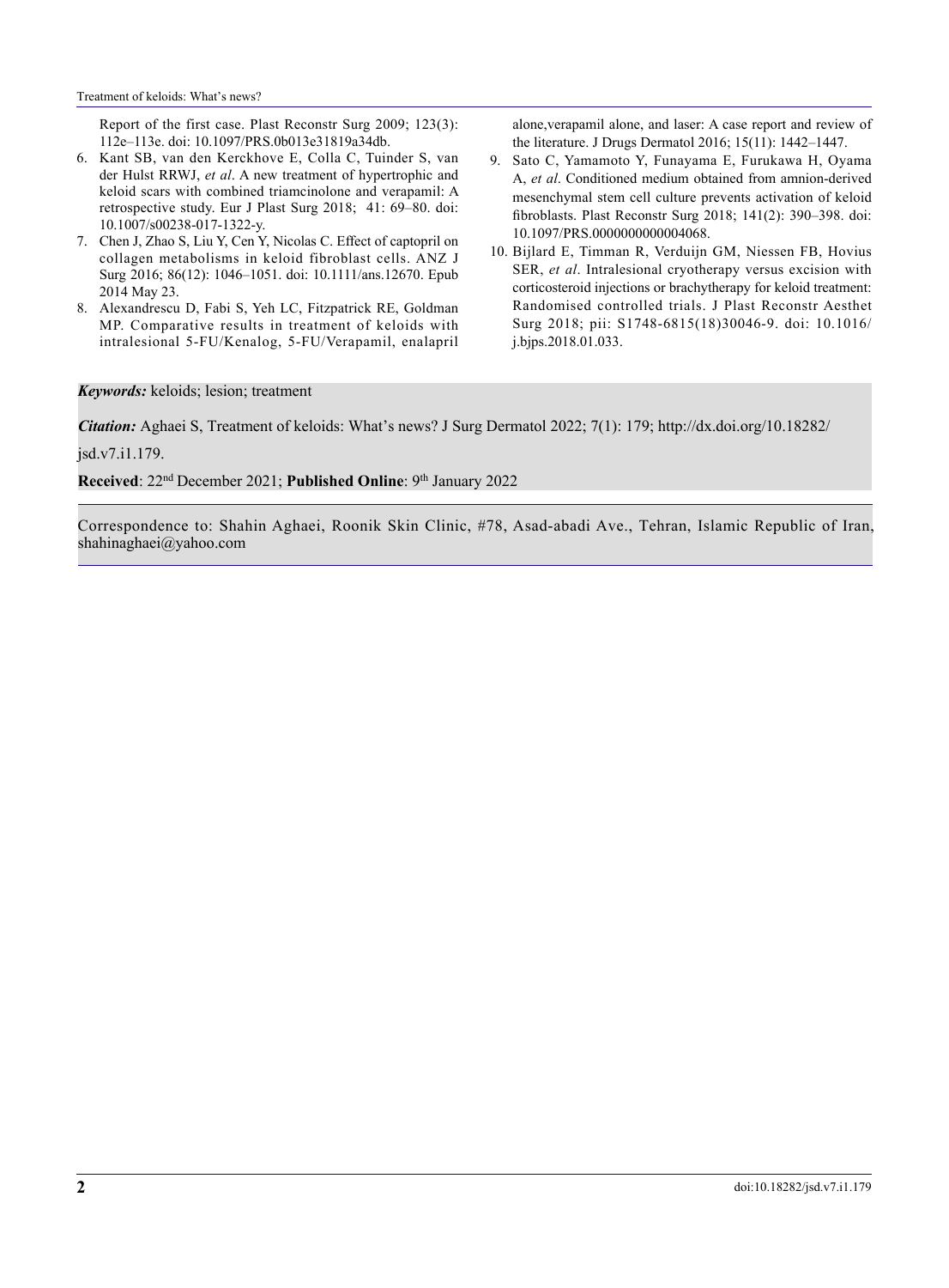Report of the first case. Plast Reconstr Surg 2009; 123(3): 112e–113e. doi: 10.1097/PRS.0b013e31819a34db.

6. Kant SB, van den Kerckhove E, Colla C, Tuinder S, van der Hulst RRWJ, *et al*. A new treatment of hypertrophic and keloid scars with combined triamcinolone and verapamil: A retrospective study. Eur J Plast Surg 2018; 41: 69–80. doi: 10.1007/s00238-017-1322-y.
7. Chen J, Zhao S, Liu Y, Cen Y, Nicolas C. Effect of captopril on collagen metabolisms in keloid fibroblast cells. ANZ J Surg 2016; 86(12): 1046–1051. doi: 10.1111/ans.12670. Epub 2014 May 23.
8. Alexandrescu D, Fabi S, Yeh LC, Fitzpatrick RE, Goldman MP. Comparative results in treatment of keloids with intralesional 5-FU/Kenalog, 5-FU/Verapamil, enalapril alone,verapamil alone, and laser: A case report and review of the literature. J Drugs Dermatol 2016; 15(11): 1442–1447.
9. Sato C, Yamamoto Y, Funayama E, Furukawa H, Oyama A, *et al*. Conditioned medium obtained from amnion-derived mesenchymal stem cell culture prevents activation of keloid fibroblasts. Plast Reconstr Surg 2018; 141(2): 390–398. doi: 10.1097/PRS.0000000000004068.
10. Bijlard E, Timman R, Verduijn GM, Niessen FB, Hovius SER, *et al*. Intralesional cryotherapy versus excision with corticosteroid injections or brachytherapy for keloid treatment: Randomised controlled trials. J Plast Reconstr Aesthet Surg 2018; pii: S1748-6815(18)30046-9. doi: 10.1016/j.bjps.2018.01.033.

***Keywords:*** keloids; lesion; treatment

***Citation:*** Aghaei S, Treatment of keloids: What's news? J Surg Dermatol 2022; 7(1): 179; http://dx.doi.org/10.18282/jsd.v7.i1.179.

**Received**: 22nd December 2021; **Published Online**: 9th January 2022

Correspondence to: Shahin Aghaei, Roonik Skin Clinic, #78, Asad-abadi Ave., Tehran, Islamic Republic of Iran, shahinaghaei@yahoo.com